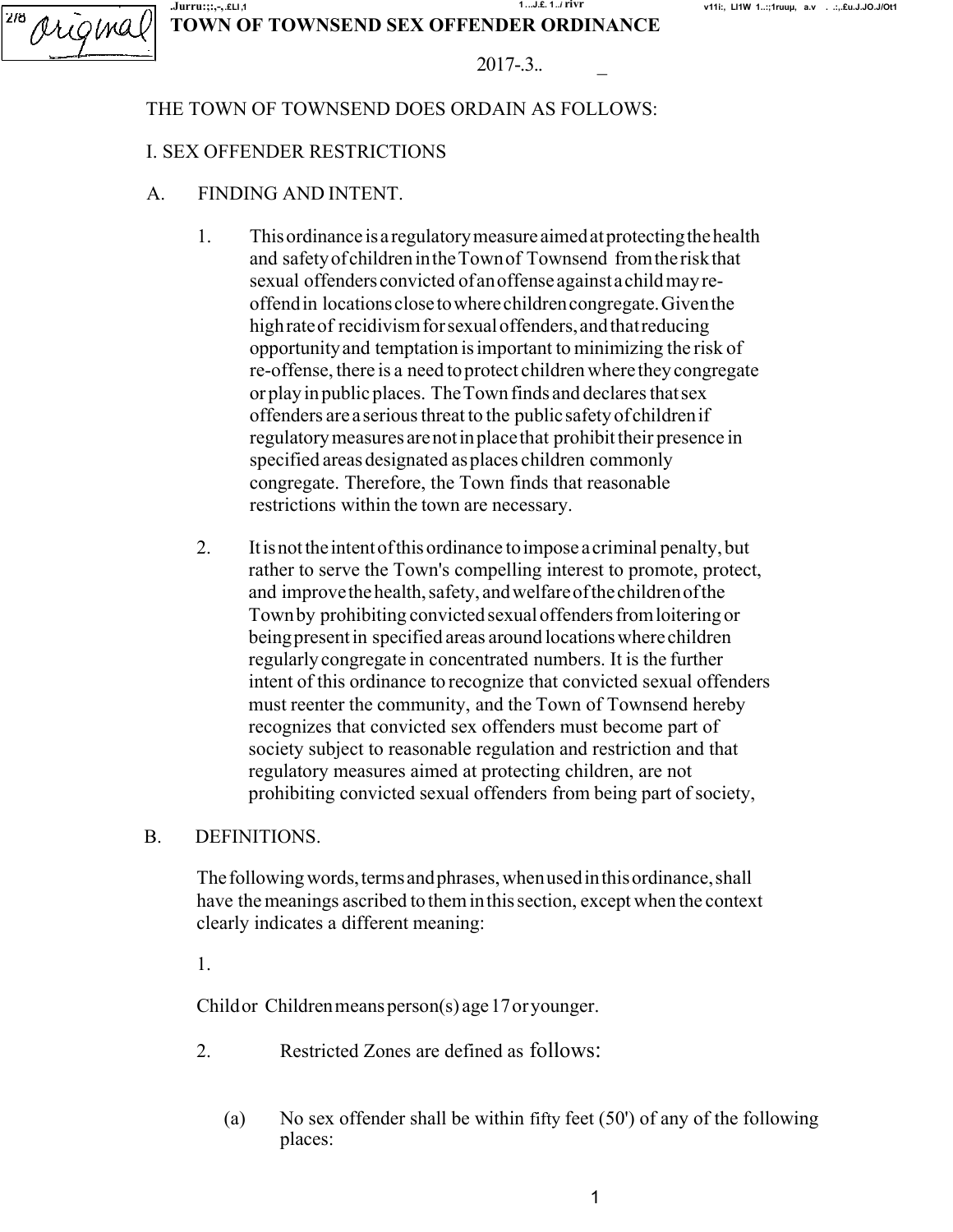# TOWN OF TOWNSEND SEX OFFENDER ORDINANCE

2017-3..

THE TOWN OF TOWNSEND DOES ORDAIN AS FOLLOWS:

## I. SEX OFFENDER RESTRICTIONS

### A. FINDING AND INTENT.

1. This ordinance is a regulatory measure aimed at protecting the health and safety of children in the Town of Townsend from the risk that sexual offenders convicted of an offense against a child may re-offend in locations close to where children congregate. Given the high rate of recidivism for sexual offenders, and that reducing opportunity and temptation is important to minimizing the risk of re-offense, there is a need to protect children where they congregate or play in public places. The Town finds and declares that sex offenders are a serious threat to the public safety of children if regulatory measures are not in place that prohibit their presence in specified areas designated as places children commonly congregate. Therefore, the Town finds that reasonable restrictions within the town are necessary.

2. It is not the intent of this ordinance to impose a criminal penalty, but rather to serve the Town's compelling interest to promote, protect, and improve the health, safety, and welfare of the children of the Town by prohibiting convicted sexual offenders from loitering or being present in specified areas around locations where children regularly congregate in concentrated numbers. It is the further intent of this ordinance to recognize that convicted sexual offenders must reenter the community, and the Town of Townsend hereby recognizes that convicted sex offenders must become part of society subject to reasonable regulation and restriction and that regulatory measures aimed at protecting children, are not prohibiting convicted sexual offenders from being part of society,

### B. DEFINITIONS.

The following words, terms and phrases, when used in this ordinance, shall have the meanings ascribed to them in this section, except when the context clearly indicates a different meaning:

1.

Child or Children means person(s) age 17 or younger.

2. Restricted Zones are defined as follows:

   (a) No sex offender shall be within fifty feet (50') of any of the following places: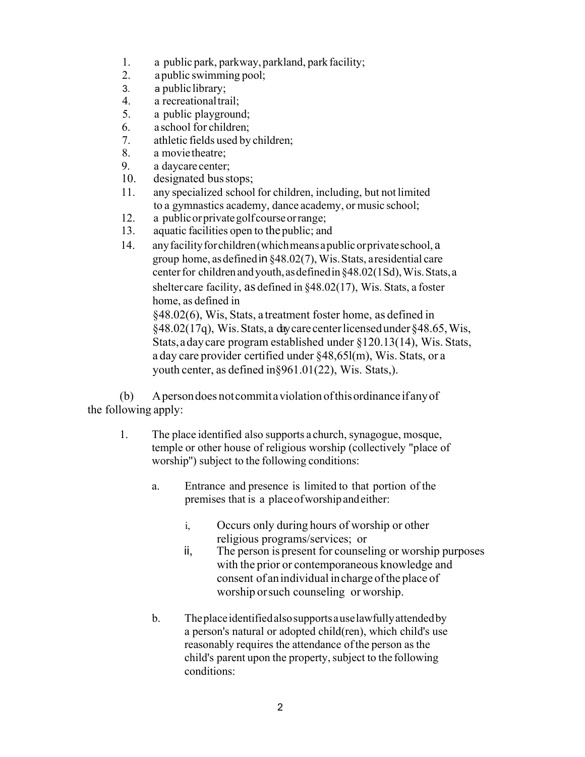1. a public park, parkway, parkland, park facility;
2. a public swimming pool;
3. a public library;
4. a recreational trail;
5. a public playground;
6. a school for children;
7. athletic fields used by children;
8. a movie theatre;
9. a daycare center;
10. designated bus stops;
11. any specialized school for children, including, but not limited to a gymnastics academy, dance academy, or music school;
12. a public or private golf course or range;
13. aquatic facilities open to the public; and
14. any facility for children (which means a public or private school, a group home, as defined in §48.02(7), Wis. Stats, a residential care center for children and youth, as defined in §48.02(1Sd), Wis. Stats, a shelter care facility, as defined in §48.02(17), Wis. Stats, a foster home, as defined in §48.02(6), Wis, Stats, a treatment foster home, as defined in §48.02(17q), Wis. Stats, a day care center licensed under §48.65, Wis, Stats, a day care program established under §120.13(14), Wis. Stats, a day care provider certified under §48,65l(m), Wis. Stats, or a youth center, as defined in§961.01(22), Wis. Stats,).

(b) A person does not commit a violation of this ordinance if any of the following apply:

1. The place identified also supports a church, synagogue, mosque, temple or other house of religious worship (collectively "place of worship") subject to the following conditions:

   a. Entrance and presence is limited to that portion of the premises that is a place of worship and either:

      i, Occurs only during hours of worship or other religious programs/services; or

      ii, The person is present for counseling or worship purposes with the prior or contemporaneous knowledge and consent of an individual in charge of the place of worship or such counseling or worship.

   b. The place identified also supports a use lawfully attended by a person's natural or adopted child(ren), which child's use reasonably requires the attendance of the person as the child's parent upon the property, subject to the following conditions: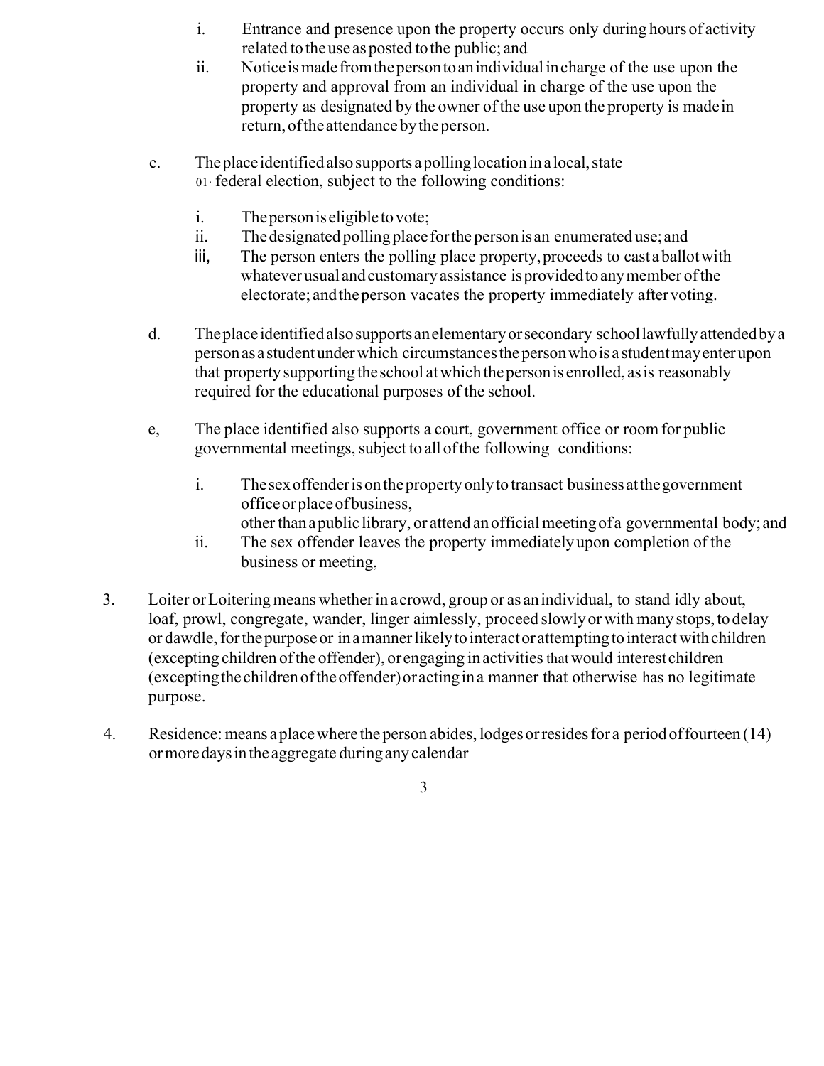i. Entrance and presence upon the property occurs only during hours of activity related to the use as posted to the public; and

ii. Notice is made from the person to an individual in charge of the use upon the property and approval from an individual in charge of the use upon the property as designated by the owner of the use upon the property is made in return, of the attendance by the person.

c. The place identified also supports a polling location in a local, state 01· federal election, subject to the following conditions:

i. The person is eligible to vote;

ii. The designated polling place for the person is an enumerated use; and

iii, The person enters the polling place property, proceeds to cast a ballot with whatever usual and customary assistance is provided to any member of the electorate; and the person vacates the property immediately after voting.

d. The place identified also supports an elementary or secondary school lawfully attended by a person as a student under which circumstances the person who is a student may enter upon that property supporting the school at which the person is enrolled, as is reasonably required for the educational purposes of the school.

e, The place identified also supports a court, government office or room for public governmental meetings, subject to all of the following conditions:

i. The sex offender is on the property only to transact business at the government office or place of business, other than a public library, or attend an official meeting of a governmental body; and

ii. The sex offender leaves the property immediately upon completion of the business or meeting,

3. Loiter or Loitering means whether in a crowd, group or as an individual, to stand idly about, loaf, prowl, congregate, wander, linger aimlessly, proceed slowly or with many stops, to delay or dawdle, for the purpose or in a manner likely to interact or attempting to interact with children (excepting children of the offender), or engaging in activities that would interest children (excepting the children of the offender) or acting in a manner that otherwise has no legitimate purpose.

4. Residence: means a place where the person abides, lodges or resides for a period of fourteen (14) or more days in the aggregate during any calendar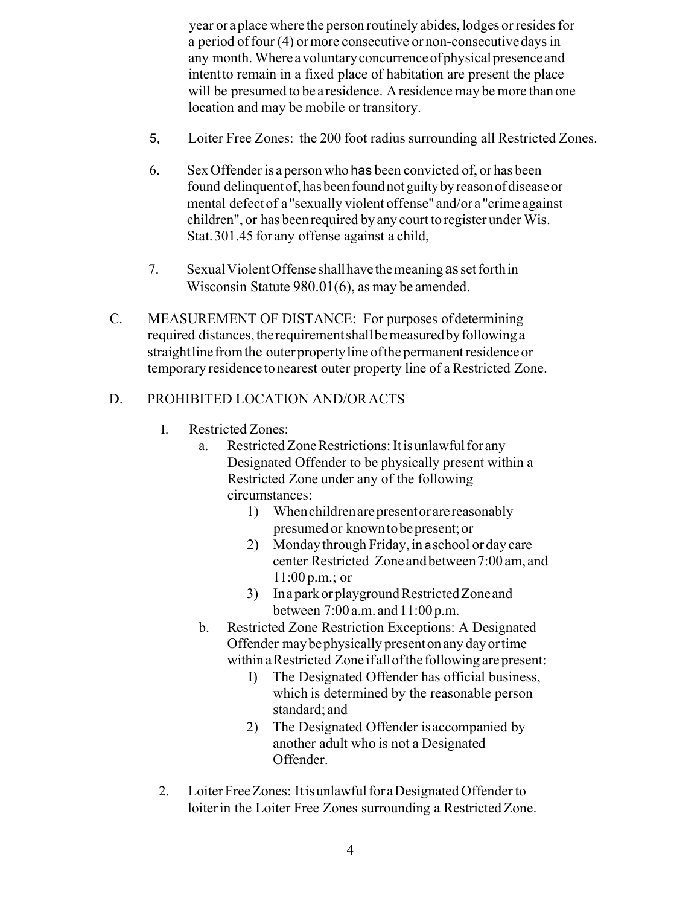year or a place where the person routinely abides, lodges or resides for a period of four (4) or more consecutive or non-consecutive days in any month. Where a voluntary concurrence of physical presence and intent to remain in a fixed place of habitation are present the place will be presumed to be a residence. A residence may be more than one location and may be mobile or transitory.

5, Loiter Free Zones: the 200 foot radius surrounding all Restricted Zones.

6. Sex Offender is a person who has been convicted of, or has been found delinquent of, has been found not guilty by reason of disease or mental defect of a "sexually violent offense" and/or a "crime against children", or has been required by any court to register under Wis. Stat. 301.45 for any offense against a child,

7. Sexual Violent Offense shall have the meaning as set forth in Wisconsin Statute 980.01(6), as may be amended.

C. MEASUREMENT OF DISTANCE: For purposes of determining required distances, the requirement shall be measured by following a straight line from the outer property line of the permanent residence or temporary residence to nearest outer property line of a Restricted Zone.

D. PROHIBITED LOCATION AND/OR ACTS

I. Restricted Zones:

a. Restricted Zone Restrictions: It is unlawful for any Designated Offender to be physically present within a Restricted Zone under any of the following circumstances:

1) When children are present or are reasonably presumed or known to be present; or

2) Monday through Friday, in a school or day care center Restricted Zone and between 7:00 am, and 11:00 p.m.; or

3) In a park or playground Restricted Zone and between 7:00 a.m. and 11:00 p.m.

b. Restricted Zone Restriction Exceptions: A Designated Offender may be physically present on any day or time within a Restricted Zone if all of the following are present:

I) The Designated Offender has official business, which is determined by the reasonable person standard; and

2) The Designated Offender is accompanied by another adult who is not a Designated Offender.

2. Loiter Free Zones: It is unlawful for a Designated Offender to loiter in the Loiter Free Zones surrounding a Restricted Zone.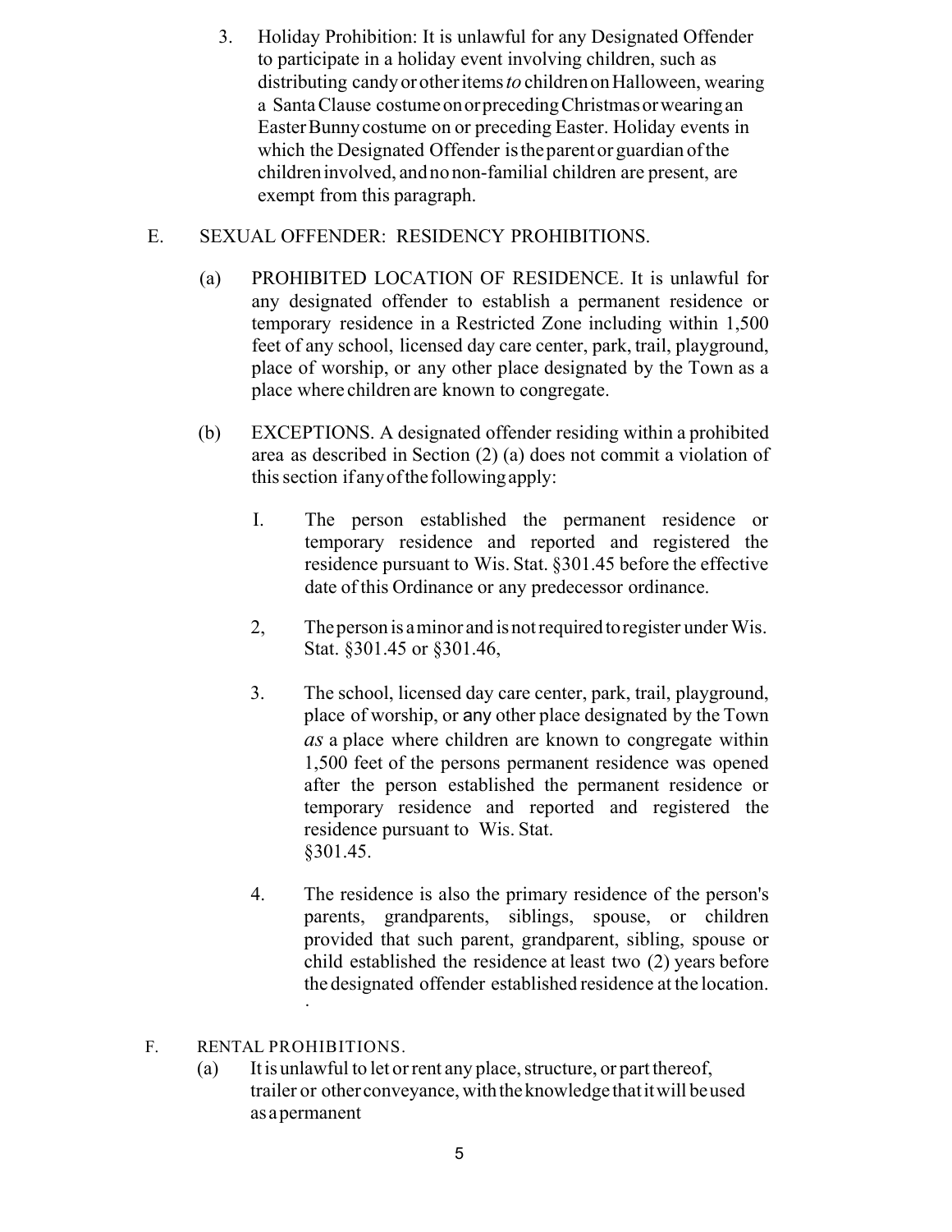3. Holiday Prohibition: It is unlawful for any Designated Offender to participate in a holiday event involving children, such as distributing candy or other items *to* children on Halloween, wearing a Santa Clause costume on or preceding Christmas or wearing an Easter Bunny costume on or preceding Easter. Holiday events in which the Designated Offender is the parent or guardian of the children involved, and no non-familial children are present, are exempt from this paragraph.

E. SEXUAL OFFENDER: RESIDENCY PROHIBITIONS.

(a) PROHIBITED LOCATION OF RESIDENCE. It is unlawful for any designated offender to establish a permanent residence or temporary residence in a Restricted Zone including within 1,500 feet of any school, licensed day care center, park, trail, playground, place of worship, or any other place designated by the Town as a place where children are known to congregate.

(b) EXCEPTIONS. A designated offender residing within a prohibited area as described in Section (2) (a) does not commit a violation of this section if any of the following apply:

I. The person established the permanent residence or temporary residence and reported and registered the residence pursuant to Wis. Stat. §301.45 before the effective date of this Ordinance or any predecessor ordinance.

2, The person is a minor and is not required to register under Wis. Stat. §301.45 or §301.46,

3. The school, licensed day care center, park, trail, playground, place of worship, or any other place designated by the Town *as* a place where children are known to congregate within 1,500 feet of the persons permanent residence was opened after the person established the permanent residence or temporary residence and reported and registered the residence pursuant to Wis. Stat. §301.45.

4. The residence is also the primary residence of the person's parents, grandparents, siblings, spouse, or children provided that such parent, grandparent, sibling, spouse or child established the residence at least two (2) years before the designated offender established residence at the location.

F. RENTAL PROHIBITIONS.

(a) It is unlawful to let or rent any place, structure, or part thereof, trailer or other conveyance, with the knowledge that it will be used as a permanent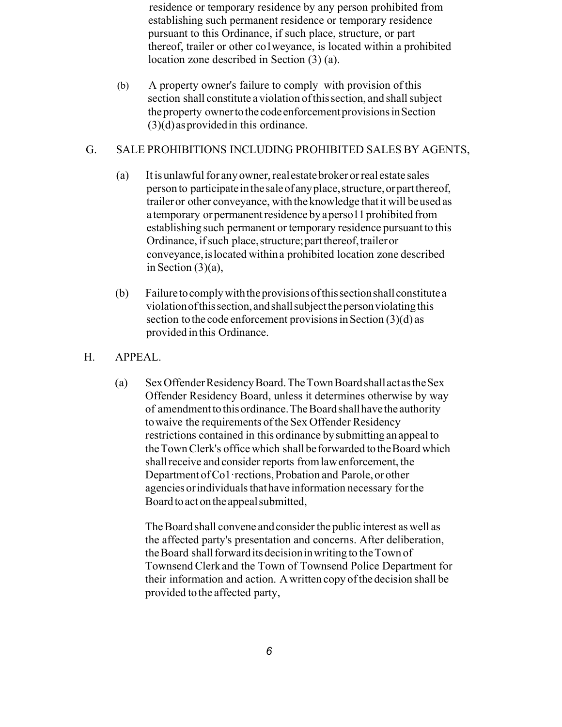residence or temporary residence by any person prohibited from establishing such permanent residence or temporary residence pursuant to this Ordinance, if such place, structure, or part thereof, trailer or other co1weyance, is located within a prohibited location zone described in Section (3) (a).

(b) A property owner's failure to comply with provision of this section shall constitute a violation of this section, and shall subject the property owner to the code enforcement provisions in Section (3)(d) as provided in this ordinance.

G. SALE PROHIBITIONS INCLUDING PROHIBITED SALES BY AGENTS,

(a) It is unlawful for any owner, real estate broker or real estate sales person to participate in the sale of any place, structure, or part thereof, trailer or other conveyance, with the knowledge that it will be used as a temporary or permanent residence by a perso11 prohibited from establishing such permanent or temporary residence pursuant to this Ordinance, if such place, structure; part thereof, trailer or conveyance, is located within a prohibited location zone described in Section (3)(a),

(b) Failure to comply with the provisions of this section shall constitute a violation of this section, and shall subject the person violating this section to the code enforcement provisions in Section (3)(d) as provided in this Ordinance.

H. APPEAL.

(a) Sex Offender Residency Board. The Town Board shall act as the Sex Offender Residency Board, unless it determines otherwise by way of amendment to this ordinance. The Board shall have the authority to waive the requirements of the Sex Offender Residency restrictions contained in this ordinance by submitting an appeal to the Town Clerk's office which shall be forwarded to the Board which shall receive and consider reports from law enforcement, the Department of Co1·rections, Probation and Parole, or other agencies or individuals that have information necessary for the Board to act on the appeal submitted,

The Board shall convene and consider the public interest as well as the affected party's presentation and concerns. After deliberation, the Board shall forward its decision in writing to the Town of Townsend Clerk and the Town of Townsend Police Department for their information and action. A written copy of the decision shall be provided to the affected party,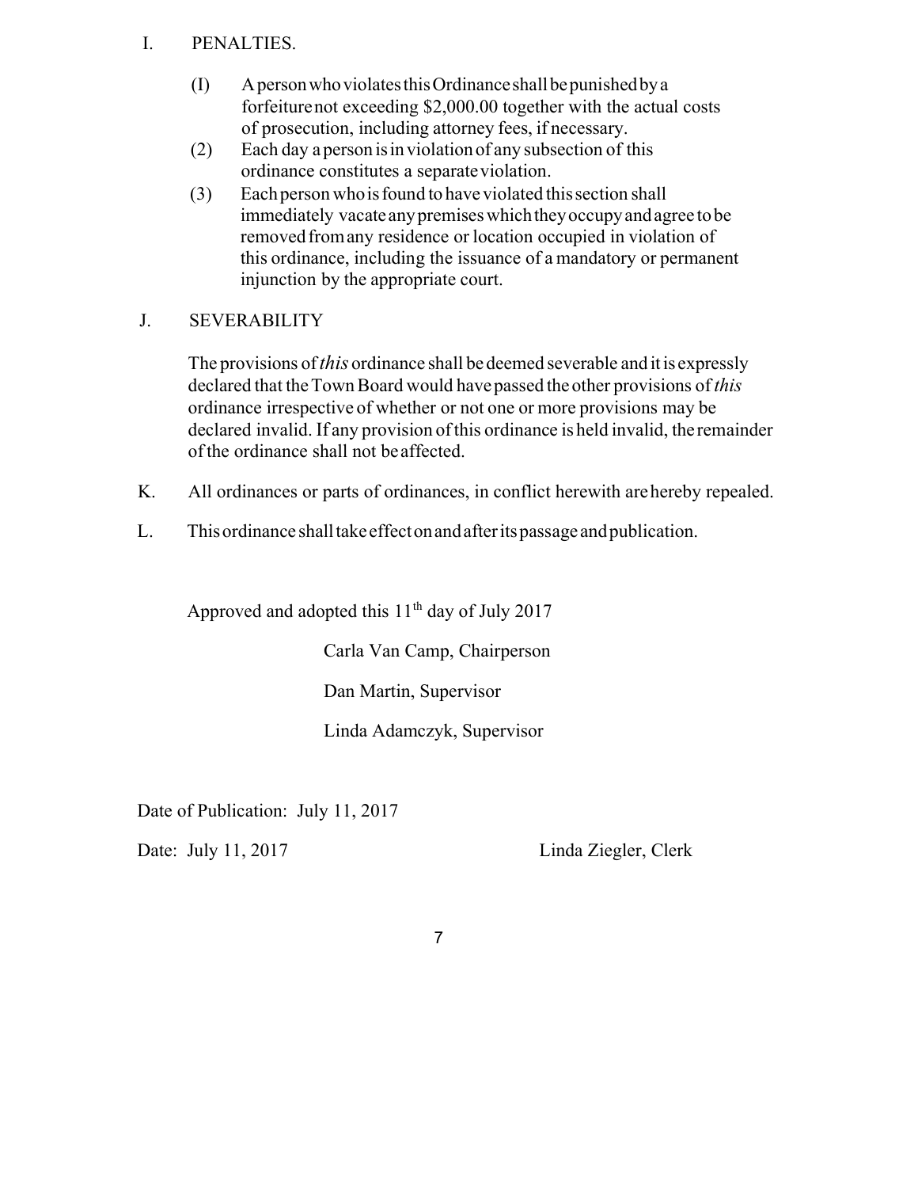I. PENALTIES.

(I) A person who violates this Ordinance shall be punished by a forfeiture not exceeding $2,000.00 together with the actual costs of prosecution, including attorney fees, if necessary.

(2) Each day a person is in violation of any subsection of this ordinance constitutes a separate violation.

(3) Each person who is found to have violated this section shall immediately vacate any premises which they occupy and agree to be removed from any residence or location occupied in violation of this ordinance, including the issuance of a mandatory or permanent injunction by the appropriate court.

J. SEVERABILITY

The provisions of *this* ordinance shall be deemed severable and it is expressly declared that the Town Board would have passed the other provisions of *this* ordinance irrespective of whether or not one or more provisions may be declared invalid. If any provision of this ordinance is held invalid, the remainder of the ordinance shall not be affected.

K. All ordinances or parts of ordinances, in conflict herewith are hereby repealed.

L. This ordinance shall take effect on and after its passage and publication.

Approved and adopted this 11th day of July 2017

Carla Van Camp, Chairperson

Dan Martin, Supervisor

Linda Adamczyk, Supervisor

Date of Publication: July 11, 2017

Date: July 11, 2017 Linda Ziegler, Clerk